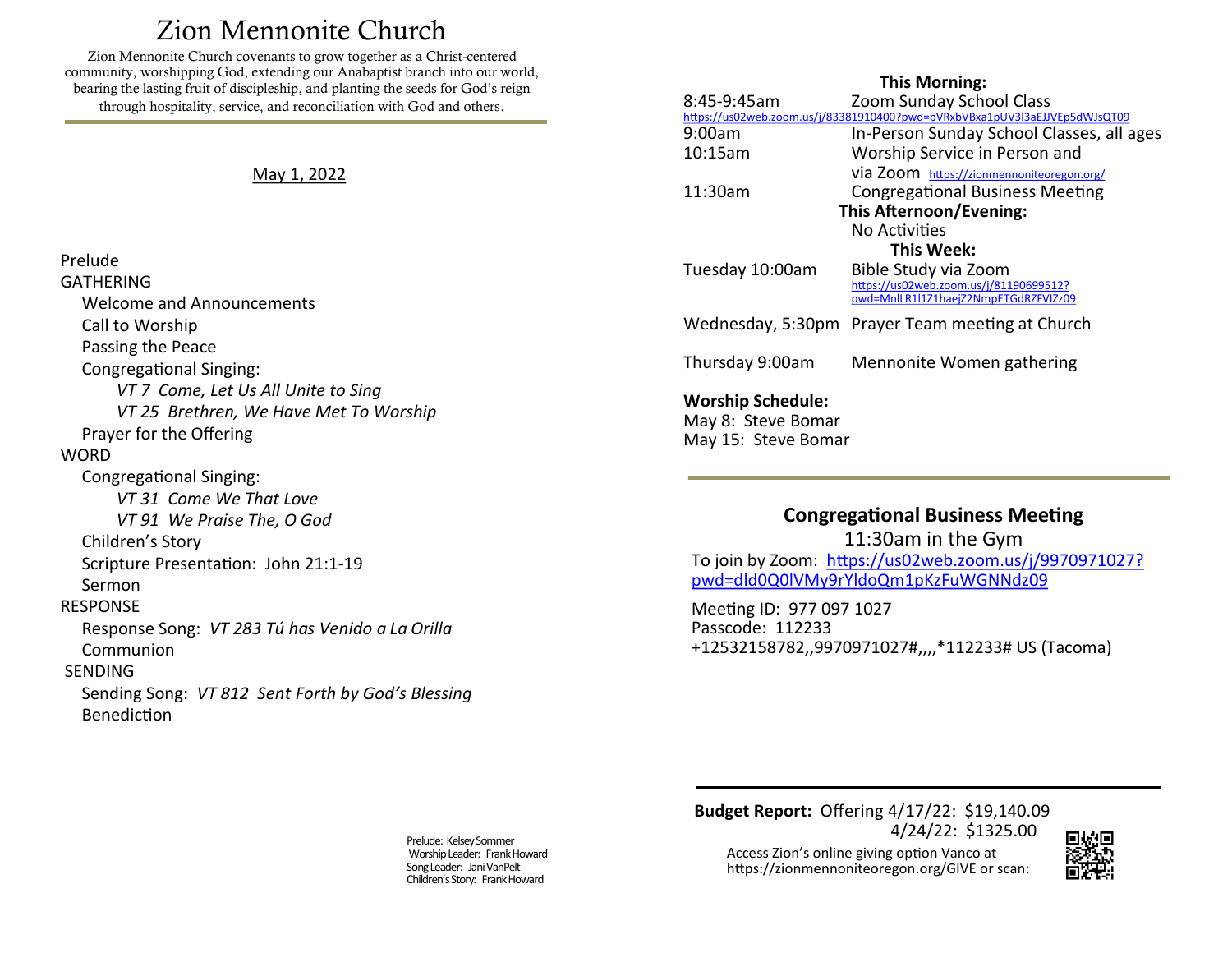# Zion Mennonite Church

Zion Mennonite Church covenants to grow together as a Christ-centered community, worshipping God, extending our Anabaptist branch into our world, bearing the lasting fruit of discipleship, and planting the seeds for God's reign through hospitality, service, and reconciliation with God and others.

May 1, 2022

Prelude

GATHERING

- Welcome and Announcements
- Call to Worship
- Passing the Peace
- Congregational Singing:
  - *VT 7 Come, Let Us All Unite to Sing*
  - *VT 25 Brethren, We Have Met To Worship*
- Prayer for the Offering

WORD

- Congregational Singing:
  - *VT 31 Come We That Love*
  - *VT 91 We Praise The, O God*
- Children's Story
- Scripture Presentation: John 21:1-19
- Sermon

RESPONSE

- Response Song: *VT 283 Tú has Venido a La Orilla*
- Communion

SENDING

- Sending Song: *VT 812 Sent Forth by God's Blessing*
- Benediction

Prelude: Kelsey Sommer
Worship Leader: Frank Howard
Song Leader: Jani VanPelt
Children's Story: Frank Howard

**This Morning:**

| | |
|---|---|
| 8:45-9:45am | Zoom Sunday School Class https://us02web.zoom.us/j/83381910400?pwd=bVRxbVBxa1pUV3l3aEJJVEp5dWJsQT09 |
| 9:00am | In-Person Sunday School Classes, all ages |
| 10:15am | Worship Service in Person and via Zoom https://zionmennoniteoregon.org/ |
| 11:30am | Congregational Business Meeting |

**This Afternoon/Evening:**

No Activities

**This Week:**

| | |
|---|---|
| Tuesday 10:00am | Bible Study via Zoom https://us02web.zoom.us/j/81190699512?pwd=MnlLR1l1Z1haejZ2NmpETGdRZFVlZz09 |
| Wednesday, 5:30pm | Prayer Team meeting at Church |
| Thursday 9:00am | Mennonite Women gathering |

**Worship Schedule:**

May 8: Steve Bomar
May 15: Steve Bomar

## Congregational Business Meeting

11:30am in the Gym

To join by Zoom: https://us02web.zoom.us/j/9970971027?pwd=dld0Q0lVMy9rYldoQm1pKzFuWGNNdz09

Meeting ID: 977 097 1027
Passcode: 112233
+12532158782,,9970971027#,,,,*112233# US (Tacoma)

**Budget Report:** Offering 4/17/22: $19,140.09
4/24/22: $1325.00

Access Zion's online giving option Vanco at https://zionmennoniteoregon.org/GIVE or scan: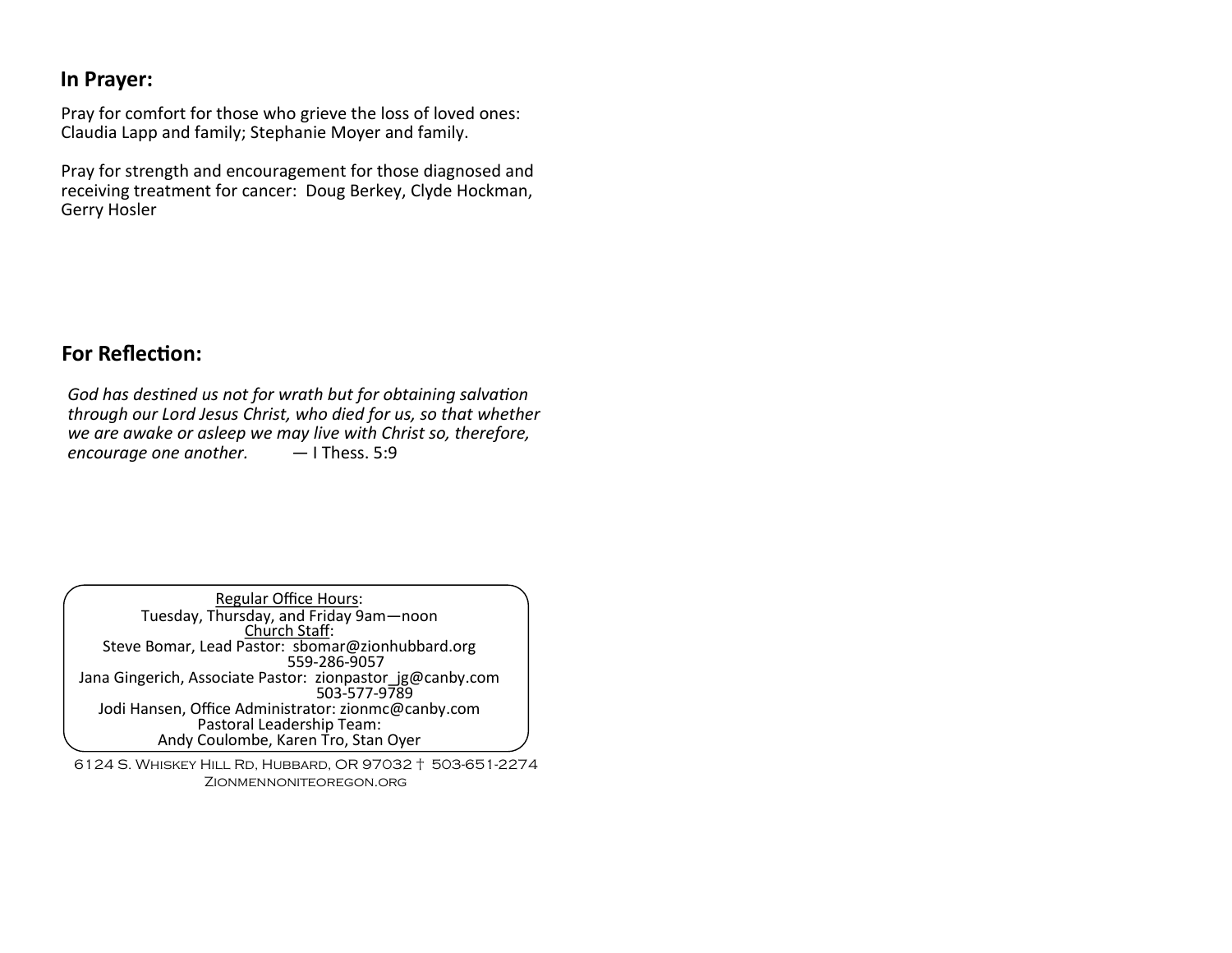## In Prayer:

Pray for comfort for those who grieve the loss of loved ones: Claudia Lapp and family; Stephanie Moyer and family.

Pray for strength and encouragement for those diagnosed and receiving treatment for cancer: Doug Berkey, Clyde Hockman, Gerry Hosler

## For Reflection:

*God has destined us not for wrath but for obtaining salvation through our Lord Jesus Christ, who died for us, so that whether we are awake or asleep we may live with Christ so, therefore, encourage one another.* — I Thess. 5:9

Regular Office Hours:
Tuesday, Thursday, and Friday 9am—noon
Church Staff:
Steve Bomar, Lead Pastor: sbomar@zionhubbard.org
559-286-9057
Jana Gingerich, Associate Pastor: zionpastor_jg@canby.com
503-577-9789
Jodi Hansen, Office Administrator: zionmc@canby.com
Pastoral Leadership Team:
Andy Coulombe, Karen Tro, Stan Oyer

6124 S. Whiskey Hill Rd, Hubbard, OR 97032 † 503-651-2274
Zionmennoniteoregon.org